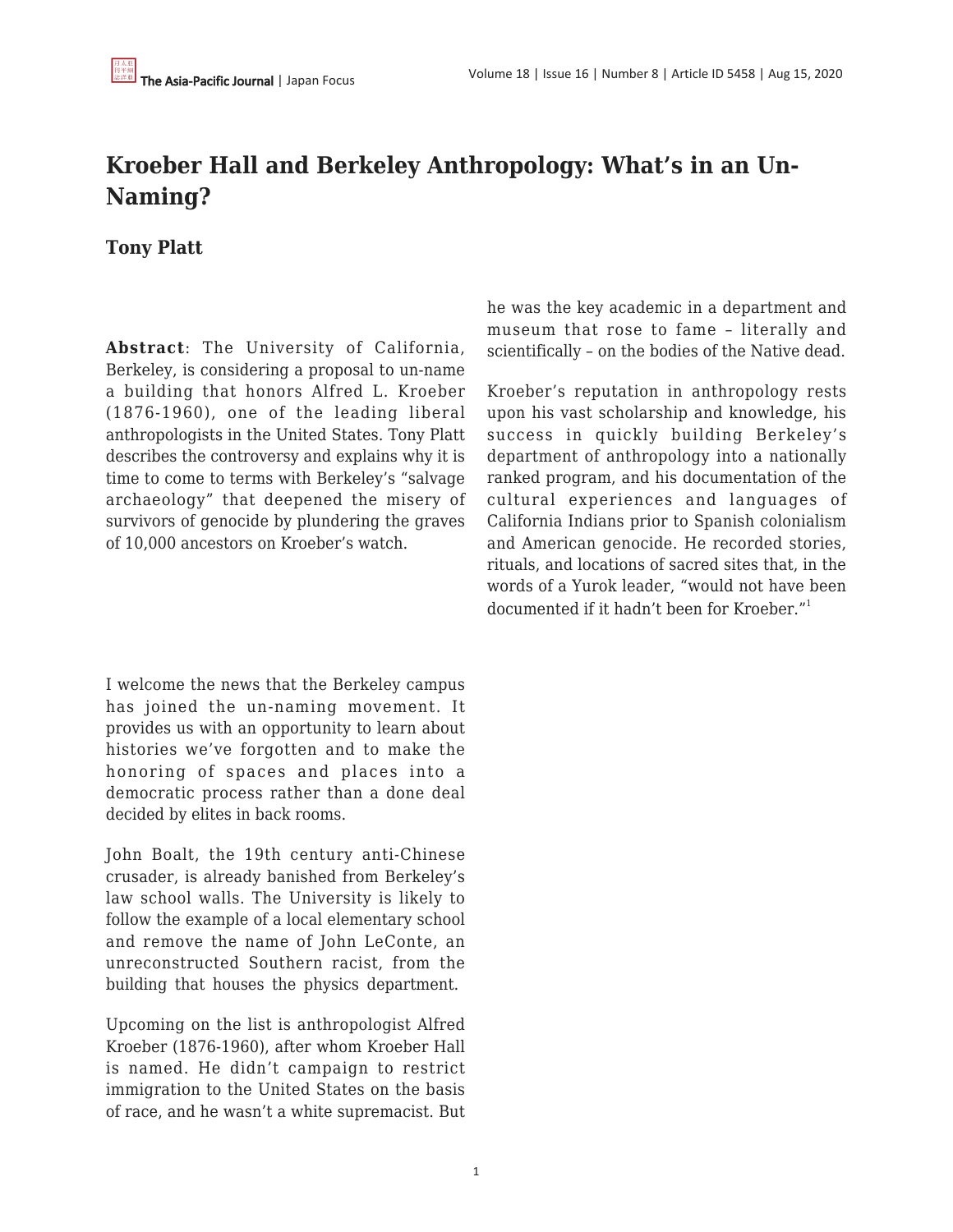# Kroeber Hall and Berkeley Anthropology: What's in an Un-Naming?

**Tony Platt**

**Abstract**: The University of California, Berkeley, is considering a proposal to un-name a building that honors Alfred L. Kroeber (1876-1960), one of the leading liberal anthropologists in the United States. Tony Platt describes the controversy and explains why it is time to come to terms with Berkeley's "salvage archaeology" that deepened the misery of survivors of genocide by plundering the graves of 10,000 ancestors on Kroeber's watch.

I welcome the news that the Berkeley campus has joined the un-naming movement. It provides us with an opportunity to learn about histories we've forgotten and to make the honoring of spaces and places into a democratic process rather than a done deal decided by elites in back rooms.

John Boalt, the 19th century anti-Chinese crusader, is already banished from Berkeley's law school walls. The University is likely to follow the example of a local elementary school and remove the name of John LeConte, an unreconstructed Southern racist, from the building that houses the physics department.

Upcoming on the list is anthropologist Alfred Kroeber (1876-1960), after whom Kroeber Hall is named. He didn't campaign to restrict immigration to the United States on the basis of race, and he wasn't a white supremacist. But he was the key academic in a department and museum that rose to fame – literally and scientifically – on the bodies of the Native dead.

Kroeber's reputation in anthropology rests upon his vast scholarship and knowledge, his success in quickly building Berkeley's department of anthropology into a nationally ranked program, and his documentation of the cultural experiences and languages of California Indians prior to Spanish colonialism and American genocide. He recorded stories, rituals, and locations of sacred sites that, in the words of a Yurok leader, "would not have been documented if it hadn't been for Kroeber."[1]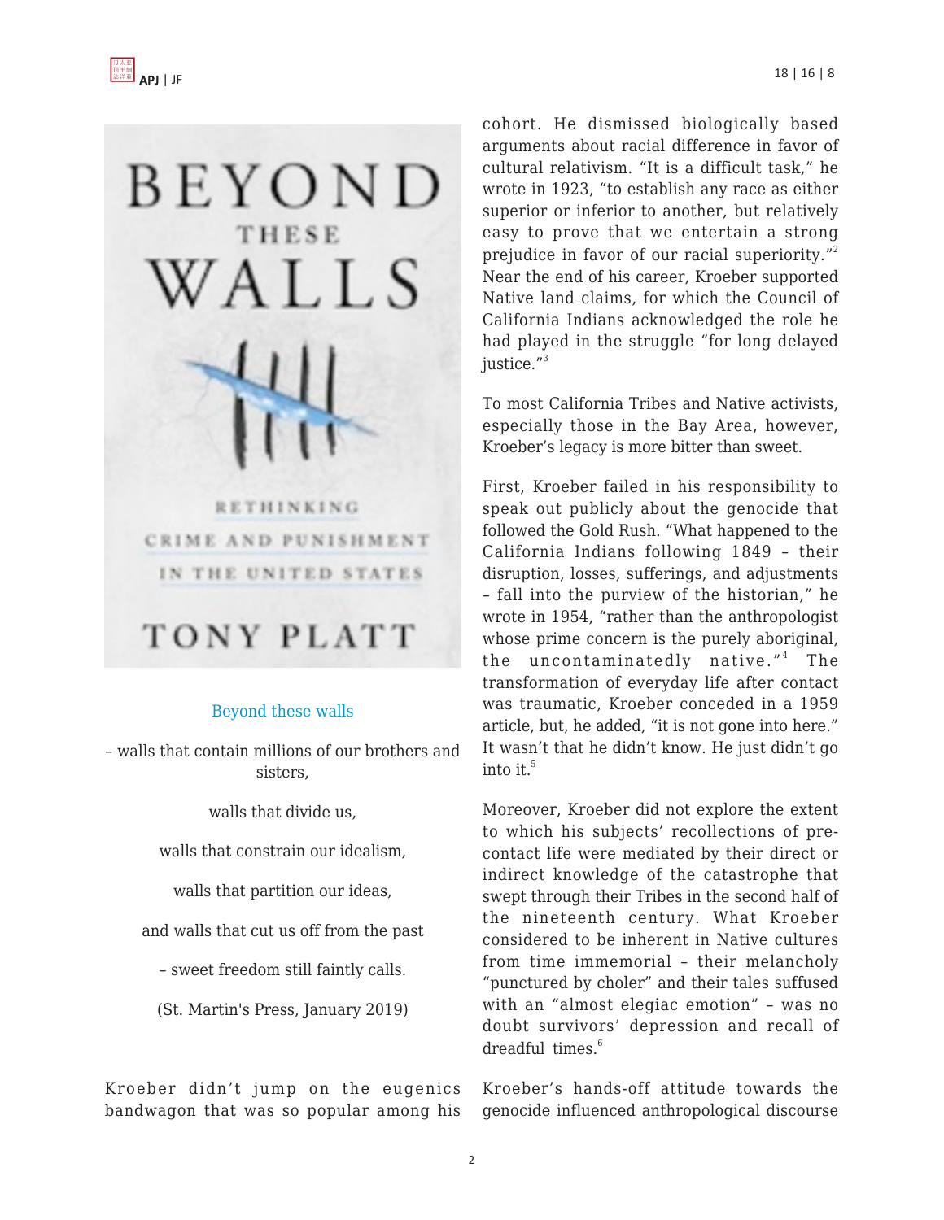Beyond these walls

– walls that contain millions of our brothers and sisters,

walls that divide us,

walls that constrain our idealism,

walls that partition our ideas,

and walls that cut us off from the past

– sweet freedom still faintly calls.

(St. Martin's Press, January 2019)

Kroeber didn't jump on the eugenics bandwagon that was so popular among his cohort. He dismissed biologically based arguments about racial difference in favor of cultural relativism. "It is a difficult task," he wrote in 1923, "to establish any race as either superior or inferior to another, but relatively easy to prove that we entertain a strong prejudice in favor of our racial superiority."[2] Near the end of his career, Kroeber supported Native land claims, for which the Council of California Indians acknowledged the role he had played in the struggle "for long delayed justice."[3]

To most California Tribes and Native activists, especially those in the Bay Area, however, Kroeber's legacy is more bitter than sweet.

First, Kroeber failed in his responsibility to speak out publicly about the genocide that followed the Gold Rush. "What happened to the California Indians following 1849 – their disruption, losses, sufferings, and adjustments – fall into the purview of the historian," he wrote in 1954, "rather than the anthropologist whose prime concern is the purely aboriginal, the uncontaminatedly native."[4] The transformation of everyday life after contact was traumatic, Kroeber conceded in a 1959 article, but, he added, "it is not gone into here." It wasn't that he didn't know. He just didn't go into it.[5]

Moreover, Kroeber did not explore the extent to which his subjects' recollections of pre-contact life were mediated by their direct or indirect knowledge of the catastrophe that swept through their Tribes in the second half of the nineteenth century. What Kroeber considered to be inherent in Native cultures from time immemorial – their melancholy "punctured by choler" and their tales suffused with an "almost elegiac emotion" – was no doubt survivors' depression and recall of dreadful times.[6]

Kroeber's hands-off attitude towards the genocide influenced anthropological discourse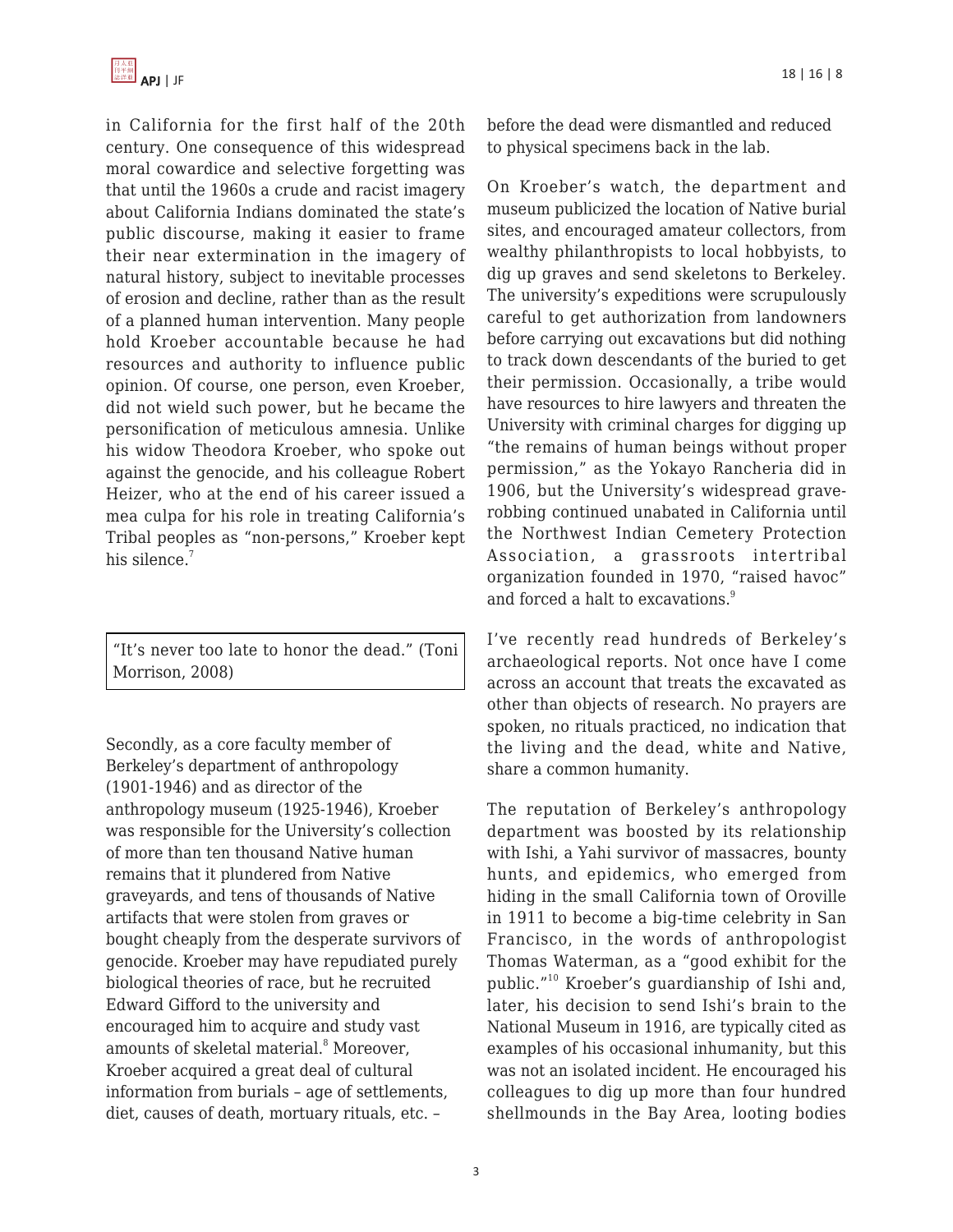in California for the first half of the 20th century. One consequence of this widespread moral cowardice and selective forgetting was that until the 1960s a crude and racist imagery about California Indians dominated the state's public discourse, making it easier to frame their near extermination in the imagery of natural history, subject to inevitable processes of erosion and decline, rather than as the result of a planned human intervention. Many people hold Kroeber accountable because he had resources and authority to influence public opinion. Of course, one person, even Kroeber, did not wield such power, but he became the personification of meticulous amnesia. Unlike his widow Theodora Kroeber, who spoke out against the genocide, and his colleague Robert Heizer, who at the end of his career issued a mea culpa for his role in treating California's Tribal peoples as "non-persons," Kroeber kept his silence.[7]

> "It's never too late to honor the dead." (Toni Morrison, 2008)

Secondly, as a core faculty member of Berkeley's department of anthropology (1901-1946) and as director of the anthropology museum (1925-1946), Kroeber was responsible for the University's collection of more than ten thousand Native human remains that it plundered from Native graveyards, and tens of thousands of Native artifacts that were stolen from graves or bought cheaply from the desperate survivors of genocide. Kroeber may have repudiated purely biological theories of race, but he recruited Edward Gifford to the university and encouraged him to acquire and study vast amounts of skeletal material.[8] Moreover, Kroeber acquired a great deal of cultural information from burials – age of settlements, diet, causes of death, mortuary rituals, etc. – before the dead were dismantled and reduced to physical specimens back in the lab.

On Kroeber's watch, the department and museum publicized the location of Native burial sites, and encouraged amateur collectors, from wealthy philanthropists to local hobbyists, to dig up graves and send skeletons to Berkeley. The university's expeditions were scrupulously careful to get authorization from landowners before carrying out excavations but did nothing to track down descendants of the buried to get their permission. Occasionally, a tribe would have resources to hire lawyers and threaten the University with criminal charges for digging up "the remains of human beings without proper permission," as the Yokayo Rancheria did in 1906, but the University's widespread grave-robbing continued unabated in California until the Northwest Indian Cemetery Protection Association, a grassroots intertribal organization founded in 1970, "raised havoc" and forced a halt to excavations.[9]

I've recently read hundreds of Berkeley's archaeological reports. Not once have I come across an account that treats the excavated as other than objects of research. No prayers are spoken, no rituals practiced, no indication that the living and the dead, white and Native, share a common humanity.

The reputation of Berkeley's anthropology department was boosted by its relationship with Ishi, a Yahi survivor of massacres, bounty hunts, and epidemics, who emerged from hiding in the small California town of Oroville in 1911 to become a big-time celebrity in San Francisco, in the words of anthropologist Thomas Waterman, as a "good exhibit for the public."[10] Kroeber's guardianship of Ishi and, later, his decision to send Ishi's brain to the National Museum in 1916, are typically cited as examples of his occasional inhumanity, but this was not an isolated incident. He encouraged his colleagues to dig up more than four hundred shellmounds in the Bay Area, looting bodies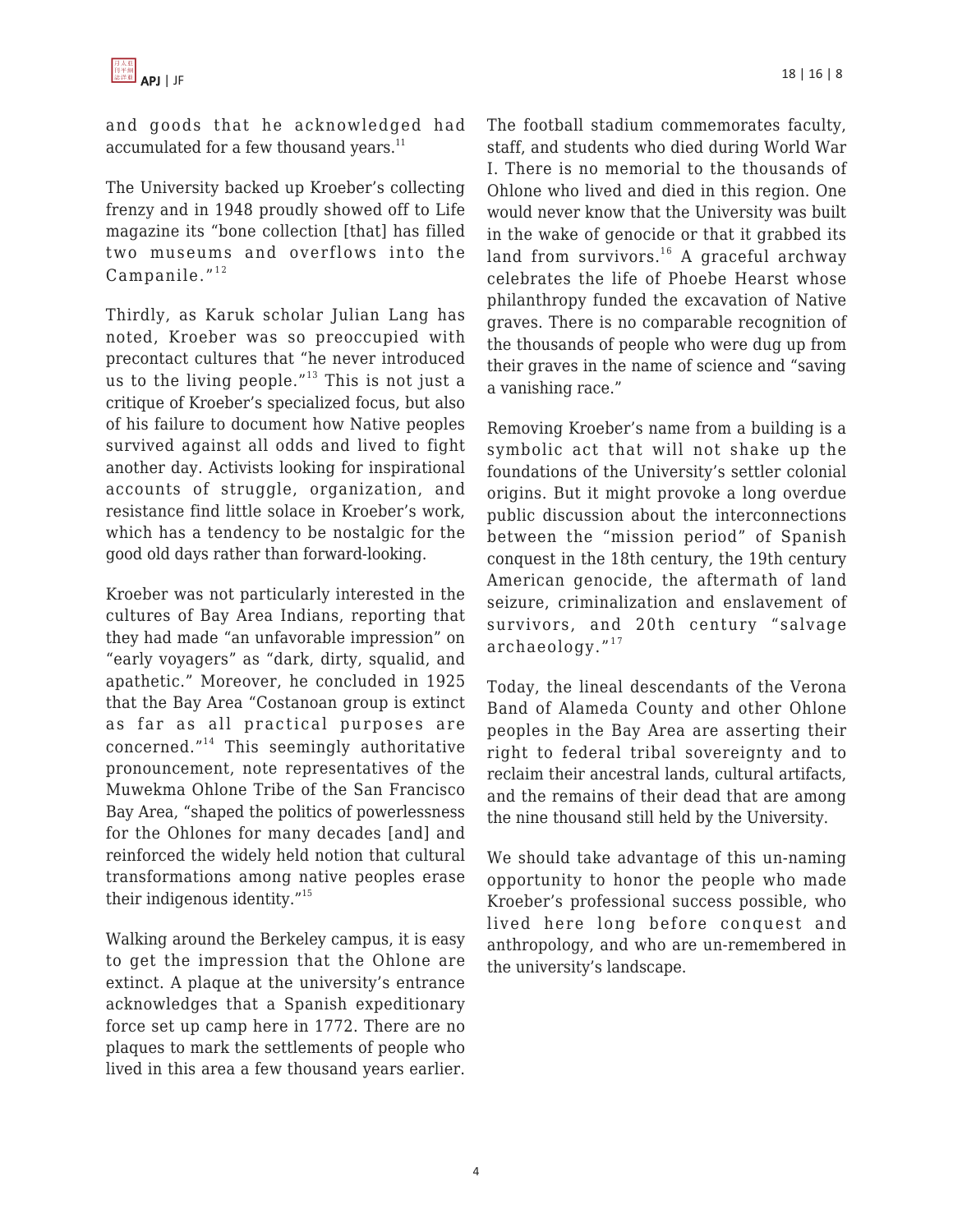and goods that he acknowledged had accumulated for a few thousand years.[11]

The University backed up Kroeber's collecting frenzy and in 1948 proudly showed off to Life magazine its "bone collection [that] has filled two museums and overflows into the Campanile."[12]

Thirdly, as Karuk scholar Julian Lang has noted, Kroeber was so preoccupied with precontact cultures that "he never introduced us to the living people."[13] This is not just a critique of Kroeber's specialized focus, but also of his failure to document how Native peoples survived against all odds and lived to fight another day. Activists looking for inspirational accounts of struggle, organization, and resistance find little solace in Kroeber's work, which has a tendency to be nostalgic for the good old days rather than forward-looking.

Kroeber was not particularly interested in the cultures of Bay Area Indians, reporting that they had made "an unfavorable impression" on "early voyagers" as "dark, dirty, squalid, and apathetic." Moreover, he concluded in 1925 that the Bay Area "Costanoan group is extinct as far as all practical purposes are concerned."[14] This seemingly authoritative pronouncement, note representatives of the Muwekma Ohlone Tribe of the San Francisco Bay Area, "shaped the politics of powerlessness for the Ohlones for many decades [and] reinforced the widely held notion that cultural transformations among native peoples erase their indigenous identity."[15]

Walking around the Berkeley campus, it is easy to get the impression that the Ohlone are extinct. A plaque at the university's entrance acknowledges that a Spanish expeditionary force set up camp here in 1772. There are no plaques to mark the settlements of people who lived in this area a few thousand years earlier. The football stadium commemorates faculty, staff, and students who died during World War I. There is no memorial to the thousands of Ohlone who lived and died in this region. One would never know that the University was built in the wake of genocide or that it grabbed its land from survivors.[16] A graceful archway celebrates the life of Phoebe Hearst whose philanthropy funded the excavation of Native graves. There is no comparable recognition of the thousands of people who were dug up from their graves in the name of science and "saving a vanishing race."

Removing Kroeber's name from a building is a symbolic act that will not shake up the foundations of the University's settler colonial origins. But it might provoke a long overdue public discussion about the interconnections between the "mission period" of Spanish conquest in the 18th century, the 19th century American genocide, the aftermath of land seizure, criminalization and enslavement of survivors, and 20th century "salvage archaeology."[17]

Today, the lineal descendants of the Verona Band of Alameda County and other Ohlone peoples in the Bay Area are asserting their right to federal tribal sovereignty and to reclaim their ancestral lands, cultural artifacts, and the remains of their dead that are among the nine thousand still held by the University.

We should take advantage of this un-naming opportunity to honor the people who made Kroeber's professional success possible, who lived here long before conquest and anthropology, and who are un-remembered in the university's landscape.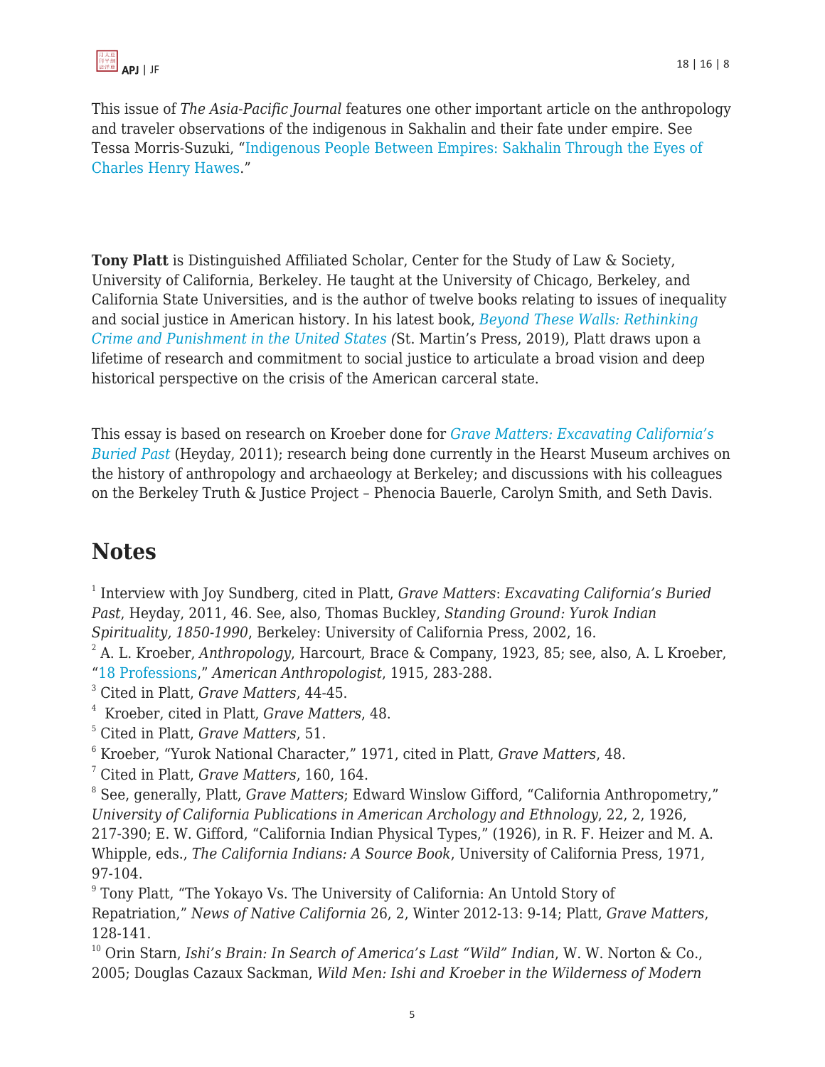This issue of *The Asia-Pacific Journal* features one other important article on the anthropology and traveler observations of the indigenous in Sakhalin and their fate under empire. See Tessa Morris-Suzuki, "Indigenous People Between Empires: Sakhalin Through the Eyes of Charles Henry Hawes."

**Tony Platt** is Distinguished Affiliated Scholar, Center for the Study of Law & Society, University of California, Berkeley. He taught at the University of Chicago, Berkeley, and California State Universities, and is the author of twelve books relating to issues of inequality and social justice in American history. In his latest book, *Beyond These Walls: Rethinking Crime and Punishment in the United States* (St. Martin's Press, 2019), Platt draws upon a lifetime of research and commitment to social justice to articulate a broad vision and deep historical perspective on the crisis of the American carceral state.

This essay is based on research on Kroeber done for *Grave Matters: Excavating California's Buried Past* (Heyday, 2011); research being done currently in the Hearst Museum archives on the history of anthropology and archaeology at Berkeley; and discussions with his colleagues on the Berkeley Truth & Justice Project – Phenocia Bauerle, Carolyn Smith, and Seth Davis.

## Notes

[1] Interview with Joy Sundberg, cited in Platt, *Grave Matters*: *Excavating California's Buried Past*, Heyday, 2011, 46. See, also, Thomas Buckley, *Standing Ground: Yurok Indian Spirituality, 1850-1990*, Berkeley: University of California Press, 2002, 16.

[2] A. L. Kroeber, *Anthropology*, Harcourt, Brace & Company, 1923, 85; see, also, A. L Kroeber, "18 Professions," *American Anthropologist*, 1915, 283-288.

[3] Cited in Platt, *Grave Matters*, 44-45.

[4] Kroeber, cited in Platt, *Grave Matters*, 48.

[5] Cited in Platt, *Grave Matters*, 51.

[6] Kroeber, "Yurok National Character," 1971, cited in Platt, *Grave Matters*, 48.

[7] Cited in Platt, *Grave Matters*, 160, 164.

[8] See, generally, Platt, *Grave Matters*; Edward Winslow Gifford, "California Anthropometry," *University of California Publications in American Archology and Ethnology*, 22, 2, 1926, 217-390; E. W. Gifford, "California Indian Physical Types," (1926), in R. F. Heizer and M. A. Whipple, eds., *The California Indians: A Source Book*, University of California Press, 1971, 97-104.

[9] Tony Platt, "The Yokayo Vs. The University of California: An Untold Story of Repatriation," *News of Native California* 26, 2, Winter 2012-13: 9-14; Platt, *Grave Matters*, 128-141.

[10] Orin Starn, *Ishi's Brain: In Search of America's Last "Wild" Indian*, W. W. Norton & Co., 2005; Douglas Cazaux Sackman, *Wild Men: Ishi and Kroeber in the Wilderness of Modern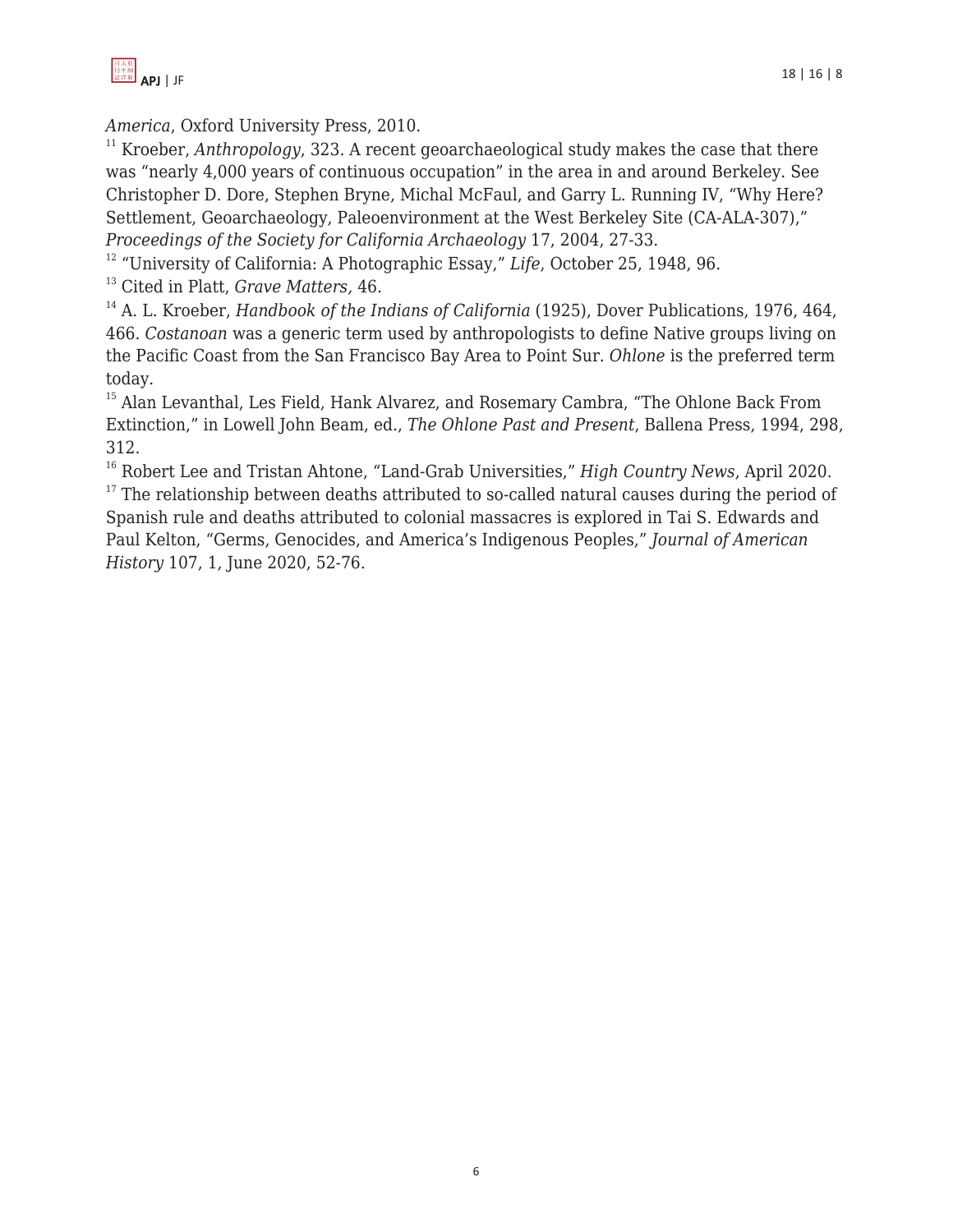*America*, Oxford University Press, 2010.

[11] Kroeber, *Anthropology*, 323. A recent geoarchaeological study makes the case that there was "nearly 4,000 years of continuous occupation" in the area in and around Berkeley. See Christopher D. Dore, Stephen Bryne, Michal McFaul, and Garry L. Running IV, "Why Here? Settlement, Geoarchaeology, Paleoenvironment at the West Berkeley Site (CA-ALA-307)," *Proceedings of the Society for California Archaeology* 17, 2004, 27-33.

[12] "University of California: A Photographic Essay," *Life*, October 25, 1948, 96.

[13] Cited in Platt, *Grave Matters,* 46.

[14] A. L. Kroeber, *Handbook of the Indians of California* (1925), Dover Publications, 1976, 464, 466. *Costanoan* was a generic term used by anthropologists to define Native groups living on the Pacific Coast from the San Francisco Bay Area to Point Sur. *Ohlone* is the preferred term today.

[15] Alan Levanthal, Les Field, Hank Alvarez, and Rosemary Cambra, "The Ohlone Back From Extinction," in Lowell John Beam, ed., *The Ohlone Past and Present*, Ballena Press, 1994, 298, 312.

[16] Robert Lee and Tristan Ahtone, "Land-Grab Universities," *High Country News*, April 2020.

[17] The relationship between deaths attributed to so-called natural causes during the period of Spanish rule and deaths attributed to colonial massacres is explored in Tai S. Edwards and Paul Kelton, "Germs, Genocides, and America's Indigenous Peoples," *Journal of American History* 107, 1, June 2020, 52-76.